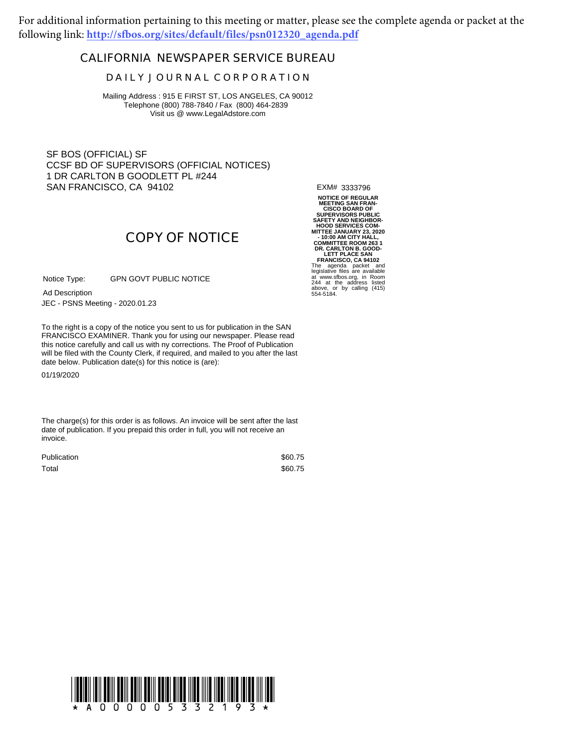For additional information pertaining to this meeting or matter, please see the complete agenda or packet at the following link: **[http://sfbos.org/sites/default/files/psn012320_agenda.pdf](http://sfbos.org/sites/default/files/psn012320_agenda.pdf)**

## CALIFORNIA NEWSPAPER SERVICE BUREAU

### DAILY JOURNAL CORPORATION

Mailing Address : 915 E FIRST ST, LOS ANGELES, CA 90012
Telephone (800) 788-7840 / Fax (800) 464-2839
Visit us @ www.LegalAdstore.com

SF BOS (OFFICIAL) SF
CCSF BD OF SUPERVISORS (OFFICIAL NOTICES)
1 DR CARLTON B GOODLETT PL #244
SAN FRANCISCO, CA 94102

EXM# 3333796

## COPY OF NOTICE

Notice Type: GPN GOVT PUBLIC NOTICE

Ad Description
JEC - PSNS Meeting - 2020.01.23

To the right is a copy of the notice you sent to us for publication in the SAN FRANCISCO EXAMINER. Thank you for using our newspaper. Please read this notice carefully and call us with ny corrections. The Proof of Publication will be filed with the County Clerk, if required, and mailed to you after the last date below. Publication date(s) for this notice is (are):

01/19/2020

The charge(s) for this order is as follows. An invoice will be sent after the last date of publication. If you prepaid this order in full, you will not receive an invoice.

| | |
|---|---|
| Publication | $60.75 |
| Total | $60.75 |

**NOTICE OF REGULAR MEETING SAN FRANCISCO BOARD OF SUPERVISORS PUBLIC SAFETY AND NEIGHBORHOOD SERVICES COMMITTEE JANUARY 23, 2020 - 10:00 AM CITY HALL, COMMITTEE ROOM 263 1 DR. CARLTON B. GOODLETT PLACE SAN FRANCISCO, CA 94102**

The agenda packet and legislative files are available at www.sfbos.org, in Room 244 at the address listed above, or by calling (415) 554-5184.

\* A 0 0 0 0 0 5 3 3 2 1 9 3 \*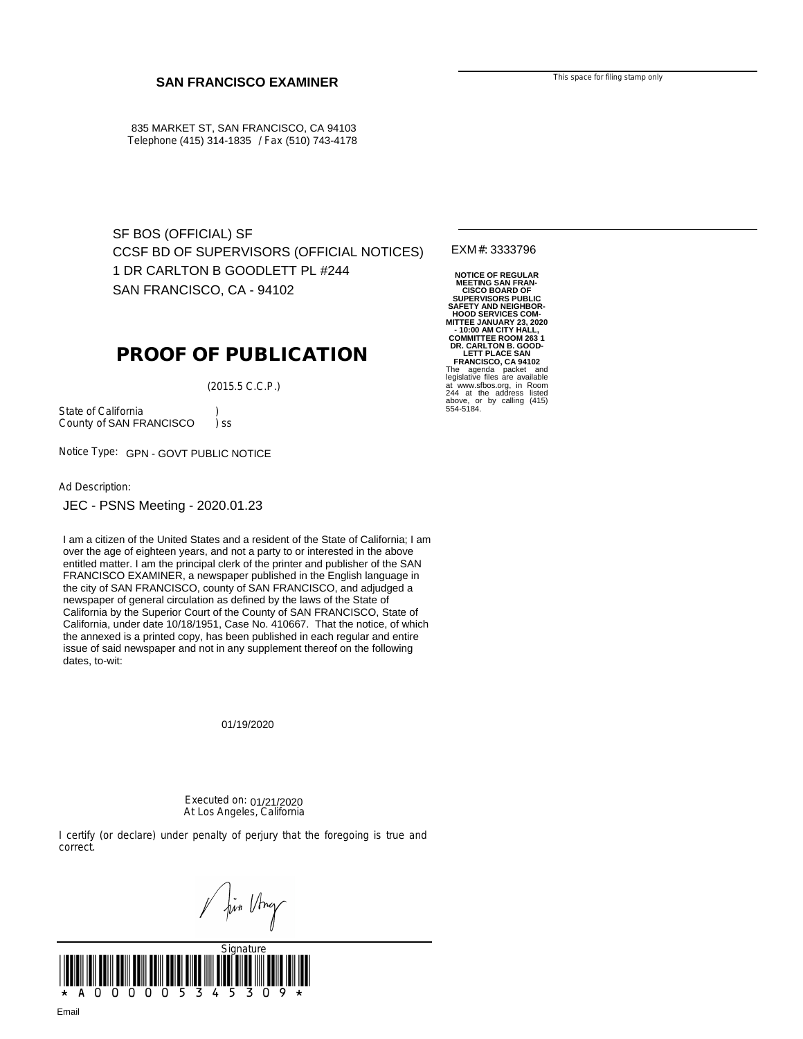**SAN FRANCISCO EXAMINER**

835 MARKET ST, SAN FRANCISCO, CA 94103
Telephone (415) 314-1835 / Fax (510) 743-4178

This space for filing stamp only

SF BOS (OFFICIAL) SF
CCSF BD OF SUPERVISORS (OFFICIAL NOTICES)
1 DR CARLTON B GOODLETT PL #244
SAN FRANCISCO, CA - 94102

EXM#: 3333796

**NOTICE OF REGULAR MEETING SAN FRANCISCO BOARD OF SUPERVISORS PUBLIC SAFETY AND NEIGHBORHOOD SERVICES COMMITTEE JANUARY 23, 2020 - 10:00 AM CITY HALL, COMMITTEE ROOM 263 1 DR. CARLTON B. GOODLETT PLACE SAN FRANCISCO, CA 94102**
The agenda packet and legislative files are available at www.sfbos.org, in Room 244 at the address listed above, or by calling (415) 554-5184.

# PROOF OF PUBLICATION

(2015.5 C.C.P.)

State of California )
County of SAN FRANCISCO ) ss

Notice Type: GPN - GOVT PUBLIC NOTICE

Ad Description:

JEC - PSNS Meeting - 2020.01.23

I am a citizen of the United States and a resident of the State of California; I am over the age of eighteen years, and not a party to or interested in the above entitled matter. I am the principal clerk of the printer and publisher of the SAN FRANCISCO EXAMINER, a newspaper published in the English language in the city of SAN FRANCISCO, county of SAN FRANCISCO, and adjudged a newspaper of general circulation as defined by the laws of the State of California by the Superior Court of the County of SAN FRANCISCO, State of California, under date 10/18/1951, Case No. 410667. That the notice, of which the annexed is a printed copy, has been published in each regular and entire issue of said newspaper and not in any supplement thereof on the following dates, to-wit:

01/19/2020

Executed on: 01/21/2020
At Los Angeles, California

I certify (or declare) under penalty of perjury that the foregoing is true and correct.

Signature

\* A 0 0 0 0 0 5 3 4 5 3 0 9 \*

Email